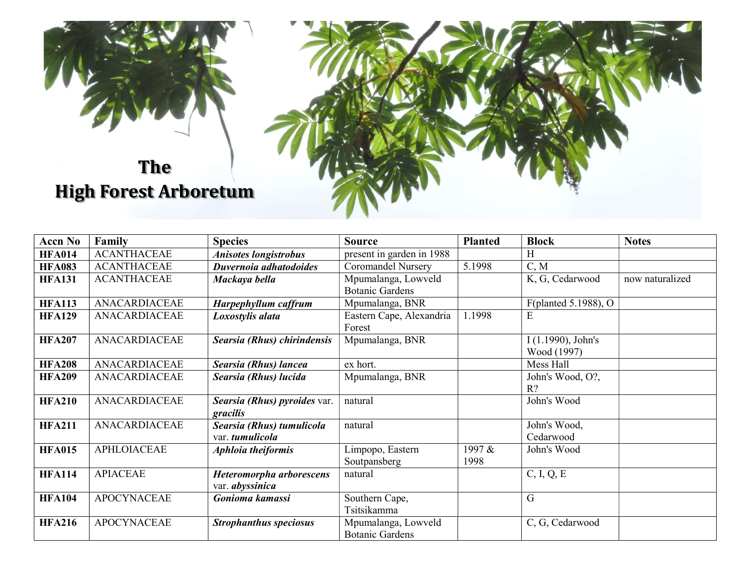# The High Forest Arboretum

| Accn No | Family | Species | Source | Planted | Block | Notes |
|---|---|---|---|---|---|---|
| **HFA014** | ACANTHACEAE | ***Anisotes longistrobus*** | present in garden in 1988 | | H | |
| **HFA083** | ACANTHACEAE | ***Duvernoia adhatodoides*** | Coromandel Nursery | 5.1998 | C, M | |
| **HFA131** | ACANTHACEAE | ***Mackaya bella*** | Mpumalanga, Lowveld Botanic Gardens | | K, G, Cedarwood | now naturalized |
| **HFA113** | ANACARDIACEAE | ***Harpephyllum caffrum*** | Mpumalanga, BNR | | F(planted 5.1988), O | |
| **HFA129** | ANACARDIACEAE | ***Loxostylis alata*** | Eastern Cape, Alexandria Forest | 1.1998 | E | |
| **HFA207** | ANACARDIACEAE | ***Searsia (Rhus) chirindensis*** | Mpumalanga, BNR | | I (1.1990), John's Wood (1997) | |
| **HFA208** | ANACARDIACEAE | ***Searsia (Rhus) lancea*** | ex hort. | | Mess Hall | |
| **HFA209** | ANACARDIACEAE | ***Searsia (Rhus) lucida*** | Mpumalanga, BNR | | John's Wood, O?, R? | |
| **HFA210** | ANACARDIACEAE | ***Searsia (Rhus) pyroides*** var. ***gracilis*** | natural | | John's Wood | |
| **HFA211** | ANACARDIACEAE | ***Searsia (Rhus) tumulicola*** var. ***tumulicola*** | natural | | John's Wood, Cedarwood | |
| **HFA015** | APHLOIACEAE | ***Aphloia theiformis*** | Limpopo, Eastern Soutpansberg | 1997 & 1998 | John's Wood | |
| **HFA114** | APIACEAE | ***Heteromorpha arborescens*** var. ***abyssinica*** | natural | | C, I, Q, E | |
| **HFA104** | APOCYNACEAE | ***Gonioma kamassi*** | Southern Cape, Tsitsikamma | | G | |
| **HFA216** | APOCYNACEAE | ***Strophanthus speciosus*** | Mpumalanga, Lowveld Botanic Gardens | | C, G, Cedarwood | |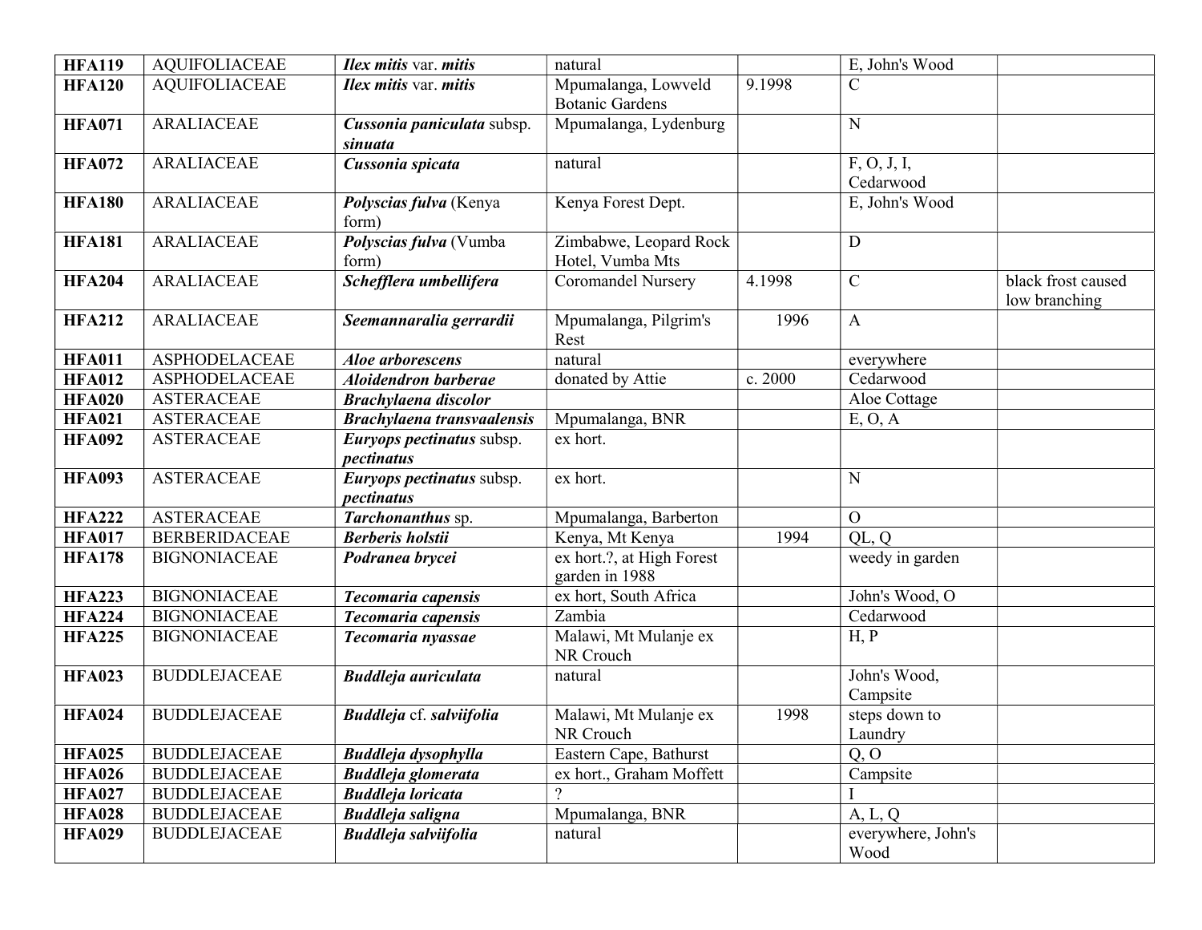| | | | | | | |
|---|---|---|---|---|---|---|
| **HFA119** | AQUIFOLIACEAE | ***Ilex mitis*** var. ***mitis*** | natural | | E, John's Wood | |
| **HFA120** | AQUIFOLIACEAE | ***Ilex mitis*** var. ***mitis*** | Mpumalanga, Lowveld Botanic Gardens | 9.1998 | C | |
| **HFA071** | ARALIACEAE | ***Cussonia paniculata*** subsp. ***sinuata*** | Mpumalanga, Lydenburg | | N | |
| **HFA072** | ARALIACEAE | ***Cussonia spicata*** | natural | | F, O, J, I, Cedarwood | |
| **HFA180** | ARALIACEAE | ***Polyscias fulva*** (Kenya form) | Kenya Forest Dept. | | E, John's Wood | |
| **HFA181** | ARALIACEAE | ***Polyscias fulva*** (Vumba form) | Zimbabwe, Leopard Rock Hotel, Vumba Mts | | D | |
| **HFA204** | ARALIACEAE | ***Schefflera umbellifera*** | Coromandel Nursery | 4.1998 | C | black frost caused low branching |
| **HFA212** | ARALIACEAE | ***Seemannaralia gerrardii*** | Mpumalanga, Pilgrim's Rest | 1996 | A | |
| **HFA011** | ASPHODELACEAE | ***Aloe arborescens*** | natural | | everywhere | |
| **HFA012** | ASPHODELACEAE | ***Aloidendron barberae*** | donated by Attie | c. 2000 | Cedarwood | |
| **HFA020** | ASTERACEAE | ***Brachylaena discolor*** | | | Aloe Cottage | |
| **HFA021** | ASTERACEAE | ***Brachylaena transvaalensis*** | Mpumalanga, BNR | | E, O, A | |
| **HFA092** | ASTERACEAE | ***Euryops pectinatus*** subsp. ***pectinatus*** | ex hort. | | | |
| **HFA093** | ASTERACEAE | ***Euryops pectinatus*** subsp. ***pectinatus*** | ex hort. | | N | |
| **HFA222** | ASTERACEAE | ***Tarchonanthus*** sp. | Mpumalanga, Barberton | | O | |
| **HFA017** | BERBERIDACEAE | ***Berberis holstii*** | Kenya, Mt Kenya | 1994 | QL, Q | |
| **HFA178** | BIGNONIACEAE | ***Podranea brycei*** | ex hort.?, at High Forest garden in 1988 | | weedy in garden | |
| **HFA223** | BIGNONIACEAE | ***Tecomaria capensis*** | ex hort, South Africa | | John's Wood, O | |
| **HFA224** | BIGNONIACEAE | ***Tecomaria capensis*** | Zambia | | Cedarwood | |
| **HFA225** | BIGNONIACEAE | ***Tecomaria nyassae*** | Malawi, Mt Mulanje ex NR Crouch | | H, P | |
| **HFA023** | BUDDLEJACEAE | ***Buddleja auriculata*** | natural | | John's Wood, Campsite | |
| **HFA024** | BUDDLEJACEAE | ***Buddleja*** cf. ***salviifolia*** | Malawi, Mt Mulanje ex NR Crouch | 1998 | steps down to Laundry | |
| **HFA025** | BUDDLEJACEAE | ***Buddleja dysophylla*** | Eastern Cape, Bathurst | | Q, O | |
| **HFA026** | BUDDLEJACEAE | ***Buddleja glomerata*** | ex hort., Graham Moffett | | Campsite | |
| **HFA027** | BUDDLEJACEAE | ***Buddleja loricata*** | ? | | I | |
| **HFA028** | BUDDLEJACEAE | ***Buddleja saligna*** | Mpumalanga, BNR | | A, L, Q | |
| **HFA029** | BUDDLEJACEAE | ***Buddleja salviifolia*** | natural | | everywhere, John's Wood | |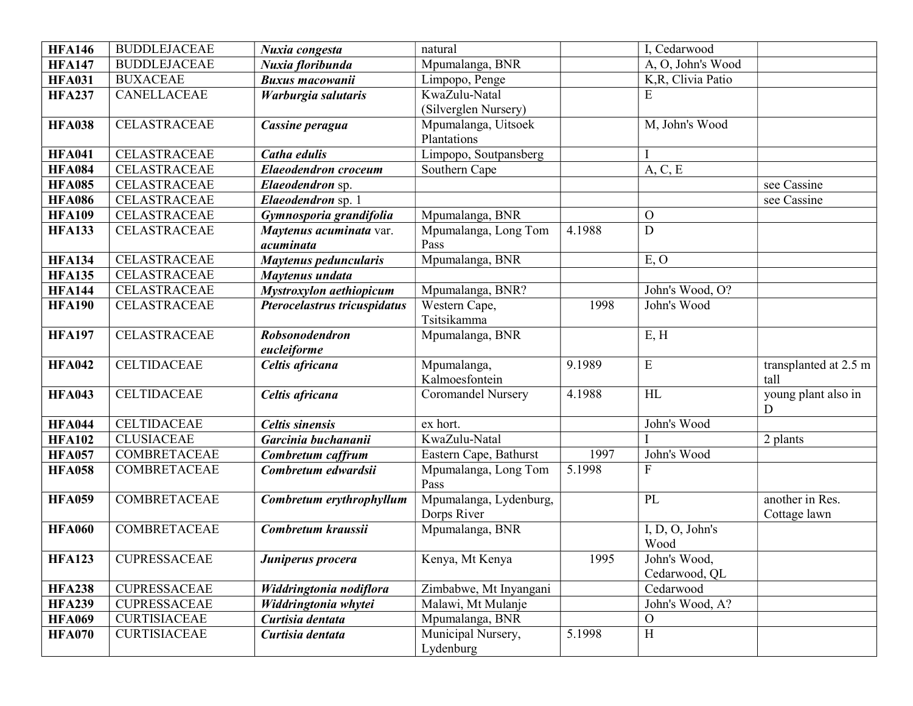| | | | | | | |
|---|---|---|---|---|---|---|
| **HFA146** | BUDDLEJACEAE | ***Nuxia congesta*** | natural | | I, Cedarwood | |
| **HFA147** | BUDDLEJACEAE | ***Nuxia floribunda*** | Mpumalanga, BNR | | A, O, John's Wood | |
| **HFA031** | BUXACEAE | ***Buxus macowanii*** | Limpopo, Penge | | K,R, Clivia Patio | |
| **HFA237** | CANELLACEAE | ***Warburgia salutaris*** | KwaZulu-Natal (Silverglen Nursery) | | E | |
| **HFA038** | CELASTRACEAE | ***Cassine peragua*** | Mpumalanga, Uitsoek Plantations | | M, John's Wood | |
| **HFA041** | CELASTRACEAE | ***Catha edulis*** | Limpopo, Soutpansberg | | I | |
| **HFA084** | CELASTRACEAE | ***Elaeodendron croceum*** | Southern Cape | | A, C, E | |
| **HFA085** | CELASTRACEAE | ***Elaeodendron*** sp. | | | | see Cassine |
| **HFA086** | CELASTRACEAE | ***Elaeodendron*** sp. 1 | | | | see Cassine |
| **HFA109** | CELASTRACEAE | ***Gymnosporia grandifolia*** | Mpumalanga, BNR | | O | |
| **HFA133** | CELASTRACEAE | ***Maytenus acuminata*** var. ***acuminata*** | Mpumalanga, Long Tom Pass | 4.1988 | D | |
| **HFA134** | CELASTRACEAE | ***Maytenus peduncularis*** | Mpumalanga, BNR | | E, O | |
| **HFA135** | CELASTRACEAE | ***Maytenus undata*** | | | | |
| **HFA144** | CELASTRACEAE | ***Mystroxylon aethiopicum*** | Mpumalanga, BNR? | | John's Wood, O? | |
| **HFA190** | CELASTRACEAE | ***Pterocelastrus tricuspidatus*** | Western Cape, Tsitsikamma | 1998 | John's Wood | |
| **HFA197** | CELASTRACEAE | ***Robsonodendron eucleiforme*** | Mpumalanga, BNR | | E, H | |
| **HFA042** | CELTIDACEAE | ***Celtis africana*** | Mpumalanga, Kalmoesfontein | 9.1989 | E | transplanted at 2.5 m tall |
| **HFA043** | CELTIDACEAE | ***Celtis africana*** | Coromandel Nursery | 4.1988 | HL | young plant also in D |
| **HFA044** | CELTIDACEAE | ***Celtis sinensis*** | ex hort. | | John's Wood | |
| **HFA102** | CLUSIACEAE | ***Garcinia buchananii*** | KwaZulu-Natal | | I | 2 plants |
| **HFA057** | COMBRETACEAE | ***Combretum caffrum*** | Eastern Cape, Bathurst | 1997 | John's Wood | |
| **HFA058** | COMBRETACEAE | ***Combretum edwardsii*** | Mpumalanga, Long Tom Pass | 5.1998 | F | |
| **HFA059** | COMBRETACEAE | ***Combretum erythrophyllum*** | Mpumalanga, Lydenburg, Dorps River | | PL | another in Res. Cottage lawn |
| **HFA060** | COMBRETACEAE | ***Combretum kraussii*** | Mpumalanga, BNR | | I, D, O, John's Wood | |
| **HFA123** | CUPRESSACEAE | ***Juniperus procera*** | Kenya, Mt Kenya | 1995 | John's Wood, Cedarwood, QL | |
| **HFA238** | CUPRESSACEAE | ***Widdringtonia nodiflora*** | Zimbabwe, Mt Inyangani | | Cedarwood | |
| **HFA239** | CUPRESSACEAE | ***Widdringtonia whytei*** | Malawi, Mt Mulanje | | John's Wood, A? | |
| **HFA069** | CURTISIACEAE | ***Curtisia dentata*** | Mpumalanga, BNR | | O | |
| **HFA070** | CURTISIACEAE | ***Curtisia dentata*** | Municipal Nursery, Lydenburg | 5.1998 | H | |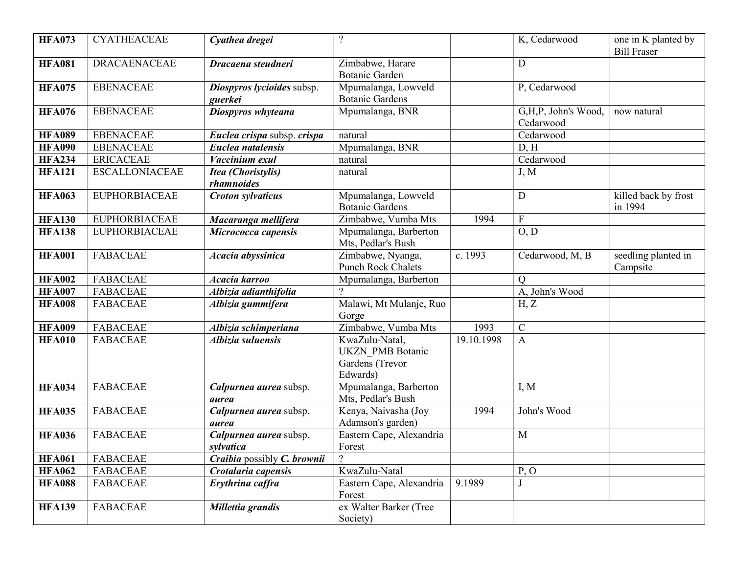| | | | | | | |
|---|---|---|---|---|---|---|
| **HFA073** | CYATHEACEAE | ***Cyathea dregei*** | ? | | K, Cedarwood | one in K planted by Bill Fraser |
| **HFA081** | DRACAENACEAE | ***Dracaena steudneri*** | Zimbabwe, Harare Botanic Garden | | D | |
| **HFA075** | EBENACEAE | ***Diospyros lycioides*** **subsp. *guerkei*** | Mpumalanga, Lowveld Botanic Gardens | | P, Cedarwood | |
| **HFA076** | EBENACEAE | ***Diospyros whyteana*** | Mpumalanga, BNR | | G,H,P, John's Wood, Cedarwood | now natural |
| **HFA089** | EBENACEAE | ***Euclea crispa*** **subsp. *crispa*** | natural | | Cedarwood | |
| **HFA090** | EBENACEAE | ***Euclea natalensis*** | Mpumalanga, BNR | | D, H | |
| **HFA234** | ERICACEAE | ***Vaccinium exul*** | natural | | Cedarwood | |
| **HFA121** | ESCALLONIACEAE | ***Itea (Choristylis) rhamnoides*** | natural | | J, M | |
| **HFA063** | EUPHORBIACEAE | ***Croton sylvaticus*** | Mpumalanga, Lowveld Botanic Gardens | | D | killed back by frost in 1994 |
| **HFA130** | EUPHORBIACEAE | ***Macaranga mellifera*** | Zimbabwe, Vumba Mts | 1994 | F | |
| **HFA138** | EUPHORBIACEAE | ***Micrococca capensis*** | Mpumalanga, Barberton Mts, Pedlar's Bush | | O, D | |
| **HFA001** | FABACEAE | ***Acacia abyssinica*** | Zimbabwe, Nyanga, Punch Rock Chalets | c. 1993 | Cedarwood, M, B | seedling planted in Campsite |
| **HFA002** | FABACEAE | ***Acacia karroo*** | Mpumalanga, Barberton | | Q | |
| **HFA007** | FABACEAE | ***Albizia adianthifolia*** | ? | | A, John's Wood | |
| **HFA008** | FABACEAE | ***Albizia gummifera*** | Malawi, Mt Mulanje, Ruo Gorge | | H, Z | |
| **HFA009** | FABACEAE | ***Albizia schimperiana*** | Zimbabwe, Vumba Mts | 1993 | C | |
| **HFA010** | FABACEAE | ***Albizia suluensis*** | KwaZulu-Natal, UKZN_PMB Botanic Gardens (Trevor Edwards) | 19.10.1998 | A | |
| **HFA034** | FABACEAE | ***Calpurnea aurea*** **subsp. *aurea*** | Mpumalanga, Barberton Mts, Pedlar's Bush | | I, M | |
| **HFA035** | FABACEAE | ***Calpurnea aurea*** **subsp. *aurea*** | Kenya, Naivasha (Joy Adamson's garden) | 1994 | John's Wood | |
| **HFA036** | FABACEAE | ***Calpurnea aurea*** **subsp. *sylvatica*** | Eastern Cape, Alexandria Forest | | M | |
| **HFA061** | FABACEAE | ***Craibia*** **possibly *C. brownii*** | ? | | | |
| **HFA062** | FABACEAE | ***Crotalaria capensis*** | KwaZulu-Natal | | P, O | |
| **HFA088** | FABACEAE | ***Erythrina caffra*** | Eastern Cape, Alexandria Forest | 9.1989 | J | |
| **HFA139** | FABACEAE | ***Millettia grandis*** | ex Walter Barker (Tree Society) | | | |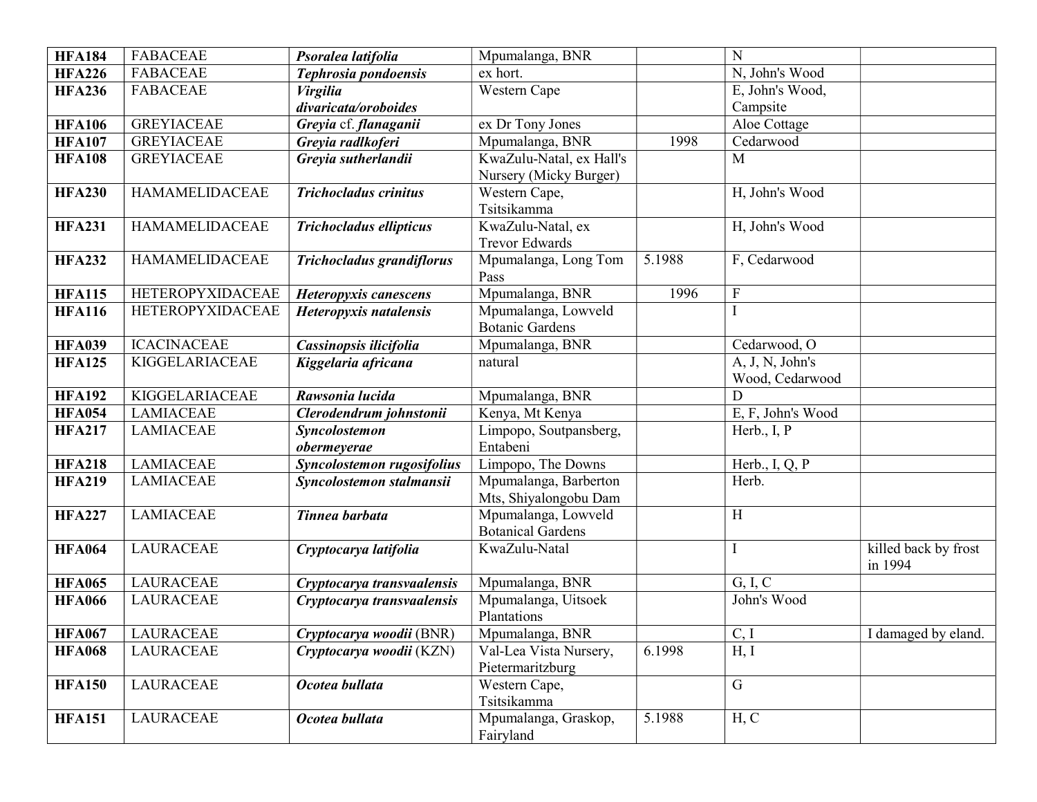| HFA184 | FABACEAE | ***Psoralea latifolia*** | Mpumalanga, BNR | | N | |
|---|---|---|---|---|---|---|
| **HFA226** | FABACEAE | ***Tephrosia pondoensis*** | ex hort. | | N, John's Wood | |
| **HFA236** | FABACEAE | ***Virgilia divaricata/oroboides*** | Western Cape | | E, John's Wood, Campsite | |
| **HFA106** | GREYIACEAE | ***Greyia* cf. *flanaganii*** | ex Dr Tony Jones | | Aloe Cottage | |
| **HFA107** | GREYIACEAE | ***Greyia radlkoferi*** | Mpumalanga, BNR | 1998 | Cedarwood | |
| **HFA108** | GREYIACEAE | ***Greyia sutherlandii*** | KwaZulu-Natal, ex Hall's Nursery (Micky Burger) | | M | |
| **HFA230** | HAMAMELIDACEAE | ***Trichocladus crinitus*** | Western Cape, Tsitsikamma | | H, John's Wood | |
| **HFA231** | HAMAMELIDACEAE | ***Trichocladus ellipticus*** | KwaZulu-Natal, ex Trevor Edwards | | H, John's Wood | |
| **HFA232** | HAMAMELIDACEAE | ***Trichocladus grandiflorus*** | Mpumalanga, Long Tom Pass | 5.1988 | F, Cedarwood | |
| **HFA115** | HETEROPYXIDACEAE | ***Heteropyxis canescens*** | Mpumalanga, BNR | 1996 | F | |
| **HFA116** | HETEROPYXIDACEAE | ***Heteropyxis natalensis*** | Mpumalanga, Lowveld Botanic Gardens | | I | |
| **HFA039** | ICACINACEAE | ***Cassinopsis ilicifolia*** | Mpumalanga, BNR | | Cedarwood, O | |
| **HFA125** | KIGGELARIACEAE | ***Kiggelaria africana*** | natural | | A, J, N, John's Wood, Cedarwood | |
| **HFA192** | KIGGELARIACEAE | ***Rawsonia lucida*** | Mpumalanga, BNR | | D | |
| **HFA054** | LAMIACEAE | ***Clerodendrum johnstonii*** | Kenya, Mt Kenya | | E, F, John's Wood | |
| **HFA217** | LAMIACEAE | ***Syncolostemon obermeyerae*** | Limpopo, Soutpansberg, Entabeni | | Herb., I, P | |
| **HFA218** | LAMIACEAE | ***Syncolostemon rugosifolius*** | Limpopo, The Downs | | Herb., I, Q, P | |
| **HFA219** | LAMIACEAE | ***Syncolostemon stalmansii*** | Mpumalanga, Barberton Mts, Shiyalongobu Dam | | Herb. | |
| **HFA227** | LAMIACEAE | ***Tinnea barbata*** | Mpumalanga, Lowveld Botanical Gardens | | H | |
| **HFA064** | LAURACEAE | ***Cryptocarya latifolia*** | KwaZulu-Natal | | I | killed back by frost in 1994 |
| **HFA065** | LAURACEAE | ***Cryptocarya transvaalensis*** | Mpumalanga, BNR | | G, I, C | |
| **HFA066** | LAURACEAE | ***Cryptocarya transvaalensis*** | Mpumalanga, Uitsoek Plantations | | John's Wood | |
| **HFA067** | LAURACEAE | ***Cryptocarya woodii*** (BNR) | Mpumalanga, BNR | | C, I | I damaged by eland. |
| **HFA068** | LAURACEAE | ***Cryptocarya woodii*** (KZN) | Val-Lea Vista Nursery, Pietermaritzburg | 6.1998 | H, I | |
| **HFA150** | LAURACEAE | ***Ocotea bullata*** | Western Cape, Tsitsikamma | | G | |
| **HFA151** | LAURACEAE | ***Ocotea bullata*** | Mpumalanga, Graskop, Fairyland | 5.1988 | H, C | |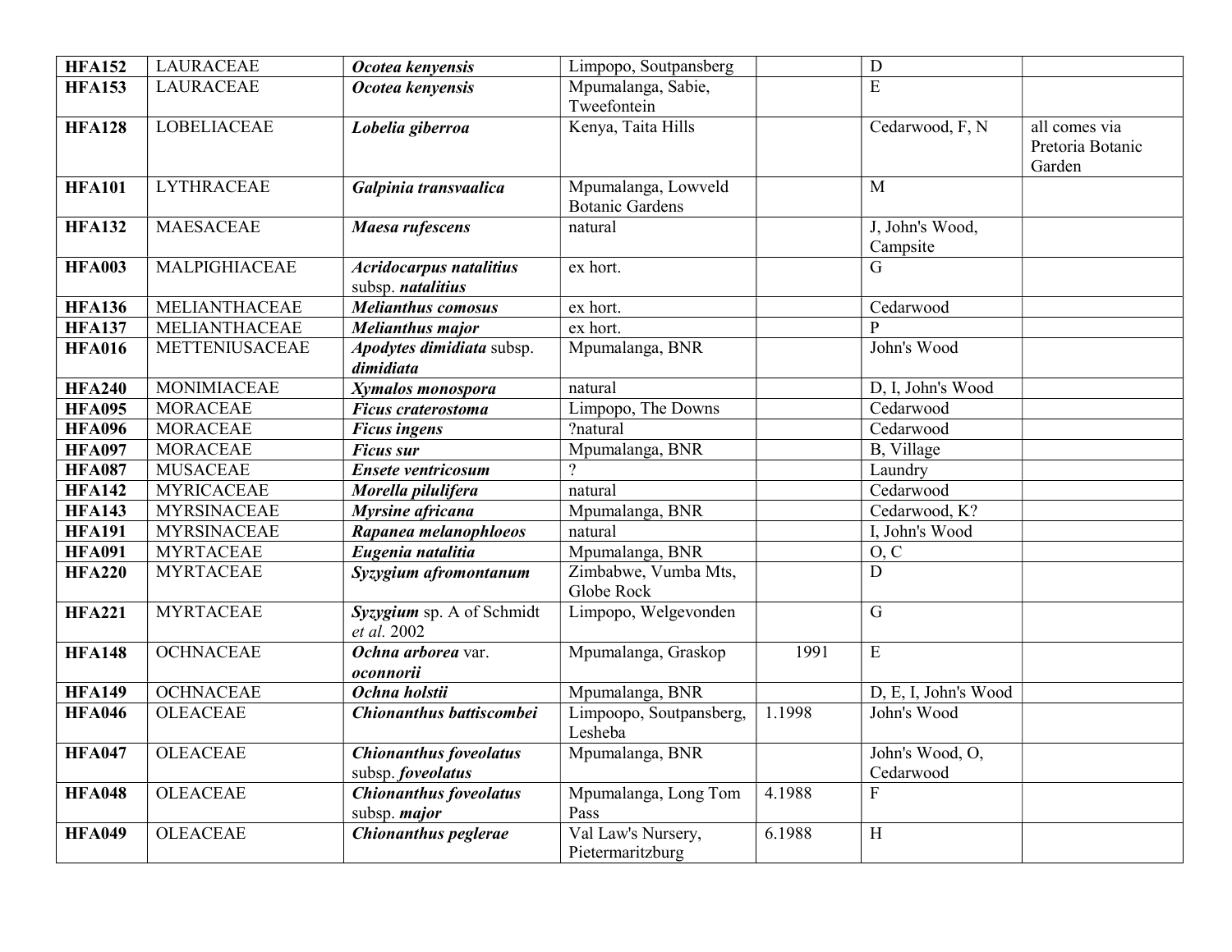| | | | | | | |
|---|---|---|---|---|---|---|
| **HFA152** | LAURACEAE | ***Ocotea kenyensis*** | Limpopo, Soutpansberg | | D | |
| **HFA153** | LAURACEAE | ***Ocotea kenyensis*** | Mpumalanga, Sabie, Tweefontein | | E | |
| **HFA128** | LOBELIACEAE | ***Lobelia giberroa*** | Kenya, Taita Hills | | Cedarwood, F, N | all comes via Pretoria Botanic Garden |
| **HFA101** | LYTHRACEAE | ***Galpinia transvaalica*** | Mpumalanga, Lowveld Botanic Gardens | | M | |
| **HFA132** | MAESACEAE | ***Maesa rufescens*** | natural | | J, John's Wood, Campsite | |
| **HFA003** | MALPIGHIACEAE | ***Acridocarpus natalitius*** subsp. ***natalitius*** | ex hort. | | G | |
| **HFA136** | MELIANTHACEAE | ***Melianthus comosus*** | ex hort. | | Cedarwood | |
| **HFA137** | MELIANTHACEAE | ***Melianthus major*** | ex hort. | | P | |
| **HFA016** | METTENIUSACEAE | ***Apodytes dimidiata*** subsp. ***dimidiata*** | Mpumalanga, BNR | | John's Wood | |
| **HFA240** | MONIMIACEAE | ***Xymalos monospora*** | natural | | D, I, John's Wood | |
| **HFA095** | MORACEAE | ***Ficus craterostoma*** | Limpopo, The Downs | | Cedarwood | |
| **HFA096** | MORACEAE | ***Ficus ingens*** | ?natural | | Cedarwood | |
| **HFA097** | MORACEAE | ***Ficus sur*** | Mpumalanga, BNR | | B, Village | |
| **HFA087** | MUSACEAE | ***Ensete ventricosum*** | ? | | Laundry | |
| **HFA142** | MYRICACEAE | ***Morella pilulifera*** | natural | | Cedarwood | |
| **HFA143** | MYRSINACEAE | ***Myrsine africana*** | Mpumalanga, BNR | | Cedarwood, K? | |
| **HFA191** | MYRSINACEAE | ***Rapanea melanophloeos*** | natural | | I, John's Wood | |
| **HFA091** | MYRTACEAE | ***Eugenia natalitia*** | Mpumalanga, BNR | | O, C | |
| **HFA220** | MYRTACEAE | ***Syzygium afromontanum*** | Zimbabwe, Vumba Mts, Globe Rock | | D | |
| **HFA221** | MYRTACEAE | ***Syzygium*** sp. A of Schmidt *et al.* 2002 | Limpopo, Welgevonden | | G | |
| **HFA148** | OCHNACEAE | ***Ochna arborea*** var. ***oconnorii*** | Mpumalanga, Graskop | 1991 | E | |
| **HFA149** | OCHNACEAE | ***Ochna holstii*** | Mpumalanga, BNR | | D, E, I, John's Wood | |
| **HFA046** | OLEACEAE | ***Chionanthus battiscombei*** | Limpoopo, Soutpansberg, Lesheba | 1.1998 | John's Wood | |
| **HFA047** | OLEACEAE | ***Chionanthus foveolatus*** subsp. ***foveolatus*** | Mpumalanga, BNR | | John's Wood, O, Cedarwood | |
| **HFA048** | OLEACEAE | ***Chionanthus foveolatus*** subsp. ***major*** | Mpumalanga, Long Tom Pass | 4.1988 | F | |
| **HFA049** | OLEACEAE | ***Chionanthus peglerae*** | Val Law's Nursery, Pietermaritzburg | 6.1988 | H | |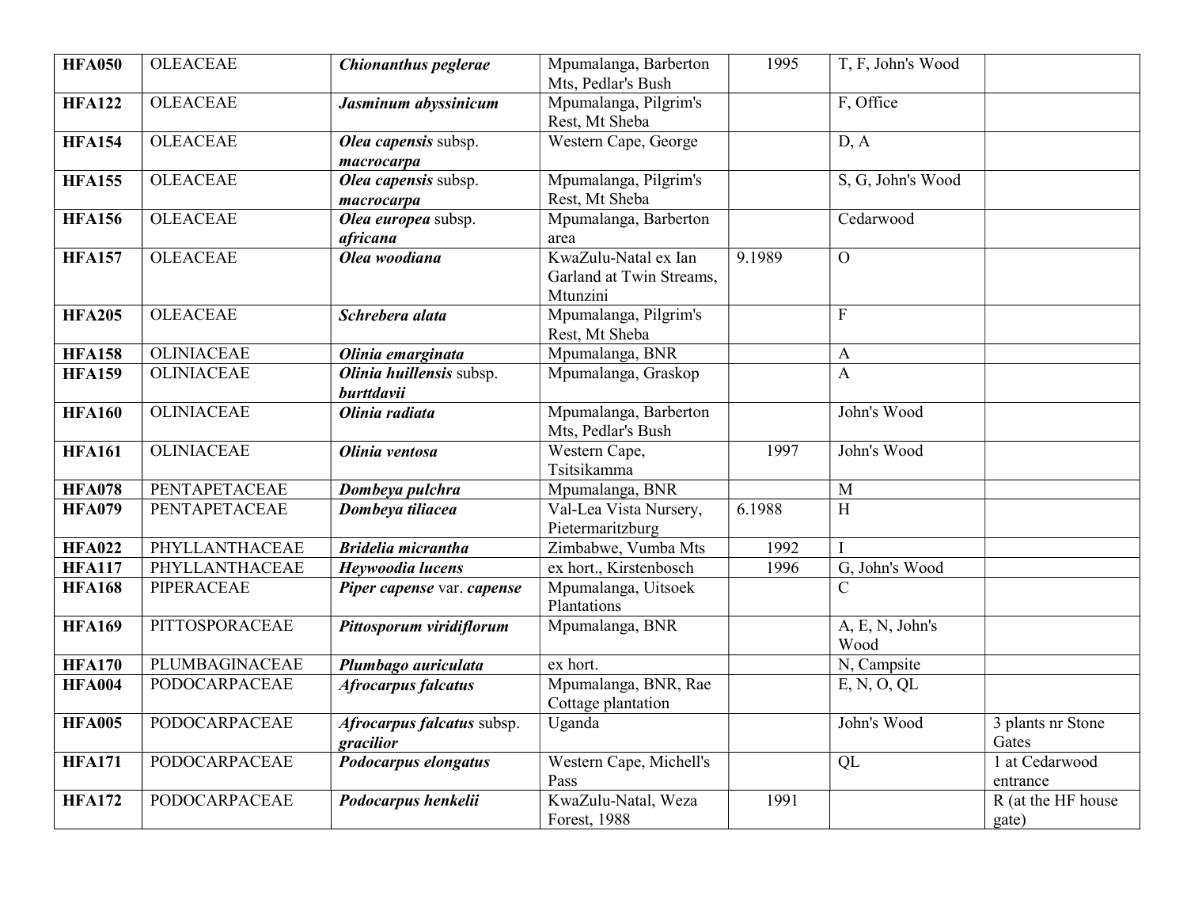| | | | | | | |
|---|---|---|---|---|---|---|
| **HFA050** | OLEACEAE | ***Chionanthus peglerae*** | Mpumalanga, Barberton Mts, Pedlar's Bush | 1995 | T, F, John's Wood | |
| **HFA122** | OLEACEAE | ***Jasminum abyssinicum*** | Mpumalanga, Pilgrim's Rest, Mt Sheba | | F, Office | |
| **HFA154** | OLEACEAE | ***Olea capensis*** subsp. ***macrocarpa*** | Western Cape, George | | D, A | |
| **HFA155** | OLEACEAE | ***Olea capensis*** subsp. ***macrocarpa*** | Mpumalanga, Pilgrim's Rest, Mt Sheba | | S, G, John's Wood | |
| **HFA156** | OLEACEAE | ***Olea europea*** subsp. ***africana*** | Mpumalanga, Barberton area | | Cedarwood | |
| **HFA157** | OLEACEAE | ***Olea woodiana*** | KwaZulu-Natal ex Ian Garland at Twin Streams, Mtunzini | 9.1989 | O | |
| **HFA205** | OLEACEAE | ***Schrebera alata*** | Mpumalanga, Pilgrim's Rest, Mt Sheba | | F | |
| **HFA158** | OLINIACEAE | ***Olinia emarginata*** | Mpumalanga, BNR | | A | |
| **HFA159** | OLINIACEAE | ***Olinia huillensis*** subsp. ***burttdavii*** | Mpumalanga, Graskop | | A | |
| **HFA160** | OLINIACEAE | ***Olinia radiata*** | Mpumalanga, Barberton Mts, Pedlar's Bush | | John's Wood | |
| **HFA161** | OLINIACEAE | ***Olinia ventosa*** | Western Cape, Tsitsikamma | 1997 | John's Wood | |
| **HFA078** | PENTAPETACEAE | ***Dombeya pulchra*** | Mpumalanga, BNR | | M | |
| **HFA079** | PENTAPETACEAE | ***Dombeya tiliacea*** | Val-Lea Vista Nursery, Pietermaritzburg | 6.1988 | H | |
| **HFA022** | PHYLLANTHACEAE | ***Bridelia micrantha*** | Zimbabwe, Vumba Mts | 1992 | I | |
| **HFA117** | PHYLLANTHACEAE | ***Heywoodia lucens*** | ex hort., Kirstenbosch | 1996 | G, John's Wood | |
| **HFA168** | PIPERACEAE | ***Piper capense*** var. ***capense*** | Mpumalanga, Uitsoek Plantations | | C | |
| **HFA169** | PITTOSPORACEAE | ***Pittosporum viridiflorum*** | Mpumalanga, BNR | | A, E, N, John's Wood | |
| **HFA170** | PLUMBAGINACEAE | ***Plumbago auriculata*** | ex hort. | | N, Campsite | |
| **HFA004** | PODOCARPACEAE | ***Afrocarpus falcatus*** | Mpumalanga, BNR, Rae Cottage plantation | | E, N, O, QL | |
| **HFA005** | PODOCARPACEAE | ***Afrocarpus falcatus*** subsp. ***gracilior*** | Uganda | | John's Wood | 3 plants nr Stone Gates |
| **HFA171** | PODOCARPACEAE | ***Podocarpus elongatus*** | Western Cape, Michell's Pass | | QL | 1 at Cedarwood entrance |
| **HFA172** | PODOCARPACEAE | ***Podocarpus henkelii*** | KwaZulu-Natal, Weza Forest, 1988 | 1991 | | R (at the HF house gate) |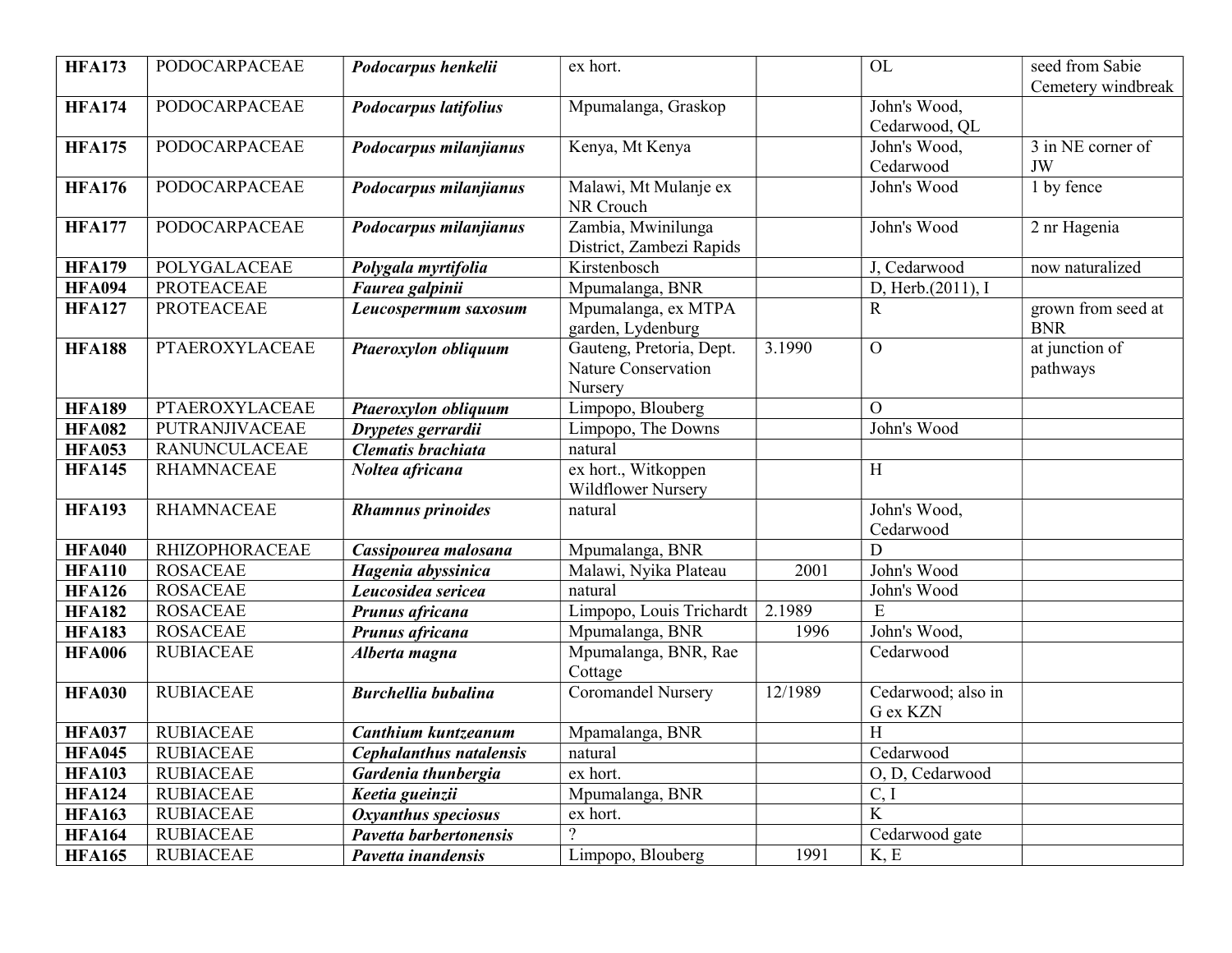| | | | | | | |
|---|---|---|---|---|---|---|
| **HFA173** | PODOCARPACEAE | ***Podocarpus henkelii*** | ex hort. | | OL | seed from Sabie Cemetery windbreak |
| **HFA174** | PODOCARPACEAE | ***Podocarpus latifolius*** | Mpumalanga, Graskop | | John's Wood, Cedarwood, QL | |
| **HFA175** | PODOCARPACEAE | ***Podocarpus milanjianus*** | Kenya, Mt Kenya | | John's Wood, Cedarwood | 3 in NE corner of JW |
| **HFA176** | PODOCARPACEAE | ***Podocarpus milanjianus*** | Malawi, Mt Mulanje ex NR Crouch | | John's Wood | 1 by fence |
| **HFA177** | PODOCARPACEAE | ***Podocarpus milanjianus*** | Zambia, Mwinilunga District, Zambezi Rapids | | John's Wood | 2 nr Hagenia |
| **HFA179** | POLYGALACEAE | ***Polygala myrtifolia*** | Kirstenbosch | | J, Cedarwood | now naturalized |
| **HFA094** | PROTEACEAE | ***Faurea galpinii*** | Mpumalanga, BNR | | D, Herb.(2011), I | |
| **HFA127** | PROTEACEAE | ***Leucospermum saxosum*** | Mpumalanga, ex MTPA garden, Lydenburg | | R | grown from seed at BNR |
| **HFA188** | PTAEROXYLACEAE | ***Ptaeroxylon obliquum*** | Gauteng, Pretoria, Dept. Nature Conservation Nursery | 3.1990 | O | at junction of pathways |
| **HFA189** | PTAEROXYLACEAE | ***Ptaeroxylon obliquum*** | Limpopo, Blouberg | | O | |
| **HFA082** | PUTRANJIVACEAE | ***Drypetes gerrardii*** | Limpopo, The Downs | | John's Wood | |
| **HFA053** | RANUNCULACEAE | ***Clematis brachiata*** | natural | | | |
| **HFA145** | RHAMNACEAE | ***Noltea africana*** | ex hort., Witkoppen Wildflower Nursery | | H | |
| **HFA193** | RHAMNACEAE | ***Rhamnus prinoides*** | natural | | John's Wood, Cedarwood | |
| **HFA040** | RHIZOPHORACEAE | ***Cassipourea malosana*** | Mpumalanga, BNR | | D | |
| **HFA110** | ROSACEAE | ***Hagenia abyssinica*** | Malawi, Nyika Plateau | 2001 | John's Wood | |
| **HFA126** | ROSACEAE | ***Leucosidea sericea*** | natural | | John's Wood | |
| **HFA182** | ROSACEAE | ***Prunus africana*** | Limpopo, Louis Trichardt | 2.1989 | E | |
| **HFA183** | ROSACEAE | ***Prunus africana*** | Mpumalanga, BNR | 1996 | John's Wood, | |
| **HFA006** | RUBIACEAE | ***Alberta magna*** | Mpumalanga, BNR, Rae Cottage | | Cedarwood | |
| **HFA030** | RUBIACEAE | ***Burchellia bubalina*** | Coromandel Nursery | 12/1989 | Cedarwood; also in G ex KZN | |
| **HFA037** | RUBIACEAE | ***Canthium kuntzeanum*** | Mpamalanga, BNR | | H | |
| **HFA045** | RUBIACEAE | ***Cephalanthus natalensis*** | natural | | Cedarwood | |
| **HFA103** | RUBIACEAE | ***Gardenia thunbergia*** | ex hort. | | O, D, Cedarwood | |
| **HFA124** | RUBIACEAE | ***Keetia gueinzii*** | Mpumalanga, BNR | | C, I | |
| **HFA163** | RUBIACEAE | ***Oxyanthus speciosus*** | ex hort. | | K | |
| **HFA164** | RUBIACEAE | ***Pavetta barbertonensis*** | ? | | Cedarwood gate | |
| **HFA165** | RUBIACEAE | ***Pavetta inandensis*** | Limpopo, Blouberg | 1991 | K, E | |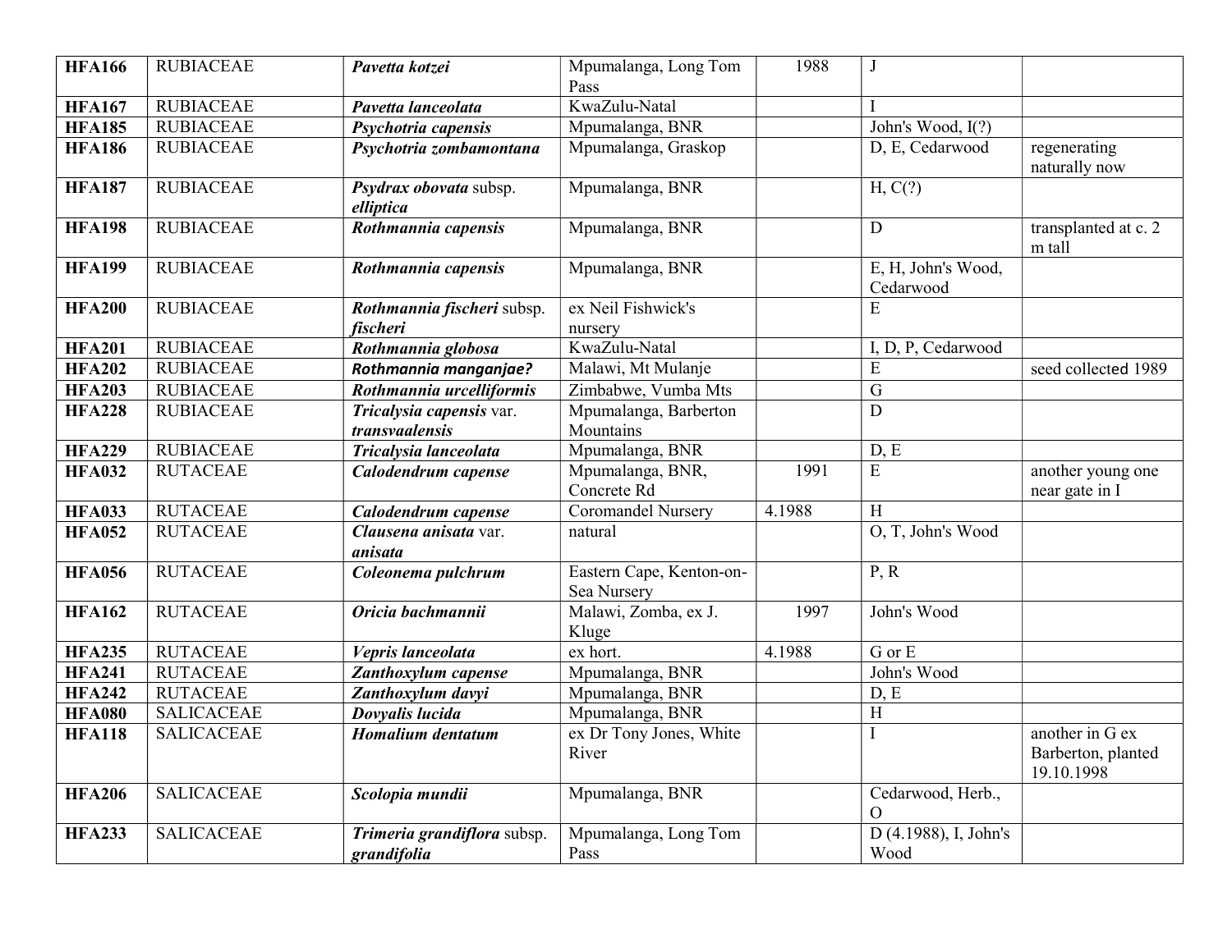| | | | | | | |
|---|---|---|---|---|---|---|
| **HFA166** | RUBIACEAE | ***Pavetta kotzei*** | Mpumalanga, Long Tom Pass | 1988 | J | |
| **HFA167** | RUBIACEAE | ***Pavetta lanceolata*** | KwaZulu-Natal | | I | |
| **HFA185** | RUBIACEAE | ***Psychotria capensis*** | Mpumalanga, BNR | | John's Wood, I(?) | |
| **HFA186** | RUBIACEAE | ***Psychotria zombamontana*** | Mpumalanga, Graskop | | D, E, Cedarwood | regenerating naturally now |
| **HFA187** | RUBIACEAE | ***Psydrax obovata*** subsp. ***elliptica*** | Mpumalanga, BNR | | H, C(?) | |
| **HFA198** | RUBIACEAE | ***Rothmannia capensis*** | Mpumalanga, BNR | | D | transplanted at c. 2 m tall |
| **HFA199** | RUBIACEAE | ***Rothmannia capensis*** | Mpumalanga, BNR | | E, H, John's Wood, Cedarwood | |
| **HFA200** | RUBIACEAE | ***Rothmannia fischeri*** subsp. ***fischeri*** | ex Neil Fishwick's nursery | | E | |
| **HFA201** | RUBIACEAE | ***Rothmannia globosa*** | KwaZulu-Natal | | I, D, P, Cedarwood | |
| **HFA202** | RUBIACEAE | ***Rothmannia manganjae?*** | Malawi, Mt Mulanje | | E | seed collected 1989 |
| **HFA203** | RUBIACEAE | ***Rothmannia urcelliformis*** | Zimbabwe, Vumba Mts | | G | |
| **HFA228** | RUBIACEAE | ***Tricalysia capensis*** var. ***transvaalensis*** | Mpumalanga, Barberton Mountains | | D | |
| **HFA229** | RUBIACEAE | ***Tricalysia lanceolata*** | Mpumalanga, BNR | | D, E | |
| **HFA032** | RUTACEAE | ***Calodendrum capense*** | Mpumalanga, BNR, Concrete Rd | 1991 | E | another young one near gate in I |
| **HFA033** | RUTACEAE | ***Calodendrum capense*** | Coromandel Nursery | 4.1988 | H | |
| **HFA052** | RUTACEAE | ***Clausena anisata*** var. ***anisata*** | natural | | O, T, John's Wood | |
| **HFA056** | RUTACEAE | ***Coleonema pulchrum*** | Eastern Cape, Kenton-on-Sea Nursery | | P, R | |
| **HFA162** | RUTACEAE | ***Oricia bachmannii*** | Malawi, Zomba, ex J. Kluge | 1997 | John's Wood | |
| **HFA235** | RUTACEAE | ***Vepris lanceolata*** | ex hort. | 4.1988 | G or E | |
| **HFA241** | RUTACEAE | ***Zanthoxylum capense*** | Mpumalanga, BNR | | John's Wood | |
| **HFA242** | RUTACEAE | ***Zanthoxylum davyi*** | Mpumalanga, BNR | | D, E | |
| **HFA080** | SALICACEAE | ***Dovyalis lucida*** | Mpumalanga, BNR | | H | |
| **HFA118** | SALICACEAE | ***Homalium dentatum*** | ex Dr Tony Jones, White River | | I | another in G ex Barberton, planted 19.10.1998 |
| **HFA206** | SALICACEAE | ***Scolopia mundii*** | Mpumalanga, BNR | | Cedarwood, Herb., O | |
| **HFA233** | SALICACEAE | ***Trimeria grandiflora*** subsp. ***grandifolia*** | Mpumalanga, Long Tom Pass | | D (4.1988), I, John's Wood | |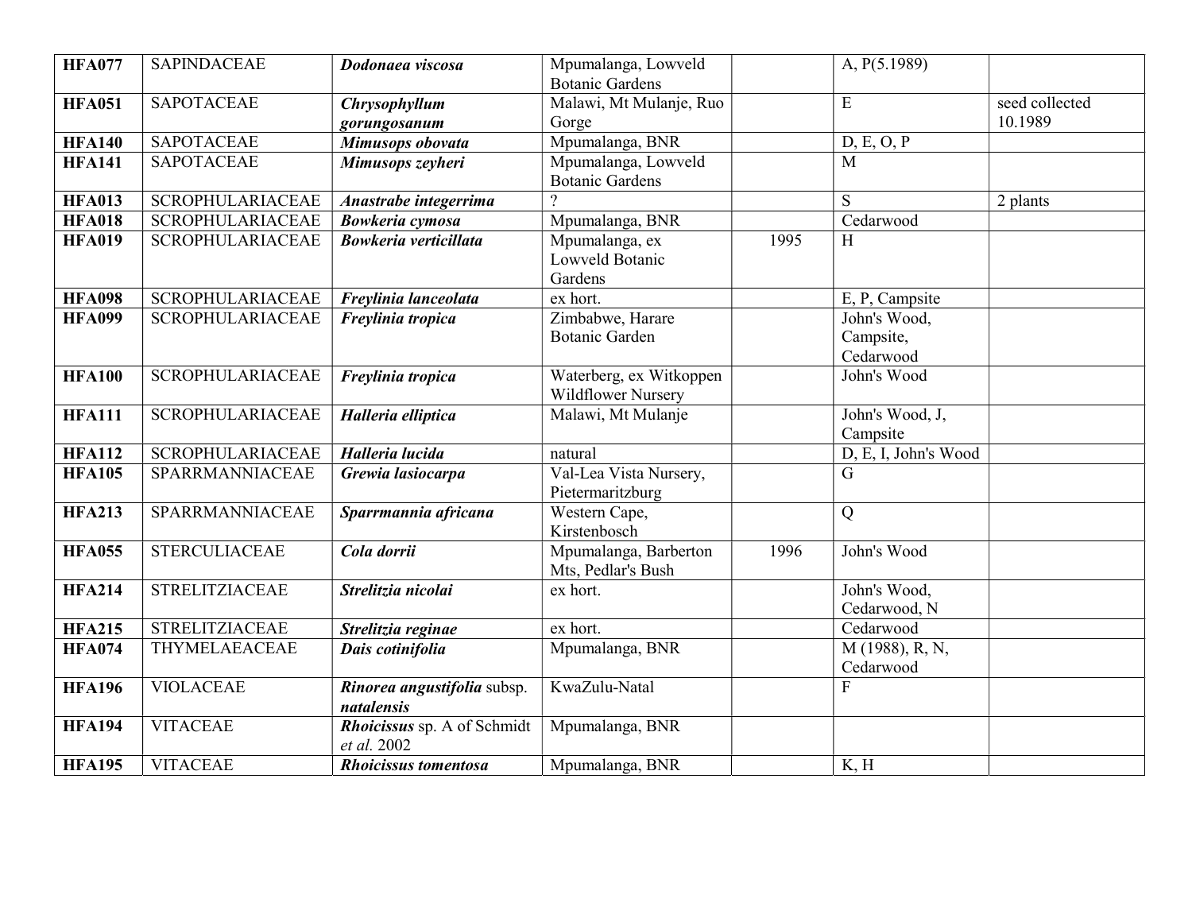| | | | | | | |
|---|---|---|---|---|---|---|
| **HFA077** | SAPINDACEAE | ***Dodonaea viscosa*** | Mpumalanga, Lowveld Botanic Gardens | | A, P(5.1989) | |
| **HFA051** | SAPOTACEAE | ***Chrysophyllum gorungosanum*** | Malawi, Mt Mulanje, Ruo Gorge | | E | seed collected 10.1989 |
| **HFA140** | SAPOTACEAE | ***Mimusops obovata*** | Mpumalanga, BNR | | D, E, O, P | |
| **HFA141** | SAPOTACEAE | ***Mimusops zeyheri*** | Mpumalanga, Lowveld Botanic Gardens | | M | |
| **HFA013** | SCROPHULARIACEAE | ***Anastrabe integerrima*** | ? | | S | 2 plants |
| **HFA018** | SCROPHULARIACEAE | ***Bowkeria cymosa*** | Mpumalanga, BNR | | Cedarwood | |
| **HFA019** | SCROPHULARIACEAE | ***Bowkeria verticillata*** | Mpumalanga, ex Lowveld Botanic Gardens | 1995 | H | |
| **HFA098** | SCROPHULARIACEAE | ***Freylinia lanceolata*** | ex hort. | | E, P, Campsite | |
| **HFA099** | SCROPHULARIACEAE | ***Freylinia tropica*** | Zimbabwe, Harare Botanic Garden | | John's Wood, Campsite, Cedarwood | |
| **HFA100** | SCROPHULARIACEAE | ***Freylinia tropica*** | Waterberg, ex Witkoppen Wildflower Nursery | | John's Wood | |
| **HFA111** | SCROPHULARIACEAE | ***Halleria elliptica*** | Malawi, Mt Mulanje | | John's Wood, J, Campsite | |
| **HFA112** | SCROPHULARIACEAE | ***Halleria lucida*** | natural | | D, E, I, John's Wood | |
| **HFA105** | SPARRMANNIACEAE | ***Grewia lasiocarpa*** | Val-Lea Vista Nursery, Pietermaritzburg | | G | |
| **HFA213** | SPARRMANNIACEAE | ***Sparrmannia africana*** | Western Cape, Kirstenbosch | | Q | |
| **HFA055** | STERCULIACEAE | ***Cola dorrii*** | Mpumalanga, Barberton Mts, Pedlar's Bush | 1996 | John's Wood | |
| **HFA214** | STRELITZIACEAE | ***Strelitzia nicolai*** | ex hort. | | John's Wood, Cedarwood, N | |
| **HFA215** | STRELITZIACEAE | ***Strelitzia reginae*** | ex hort. | | Cedarwood | |
| **HFA074** | THYMELAEACEAE | ***Dais cotinifolia*** | Mpumalanga, BNR | | M (1988), R, N, Cedarwood | |
| **HFA196** | VIOLACEAE | ***Rinorea angustifolia*** subsp. ***natalensis*** | KwaZulu-Natal | | F | |
| **HFA194** | VITACEAE | ***Rhoicissus*** sp. A of Schmidt *et al.* 2002 | Mpumalanga, BNR | | | |
| **HFA195** | VITACEAE | ***Rhoicissus tomentosa*** | Mpumalanga, BNR | | K, H | |